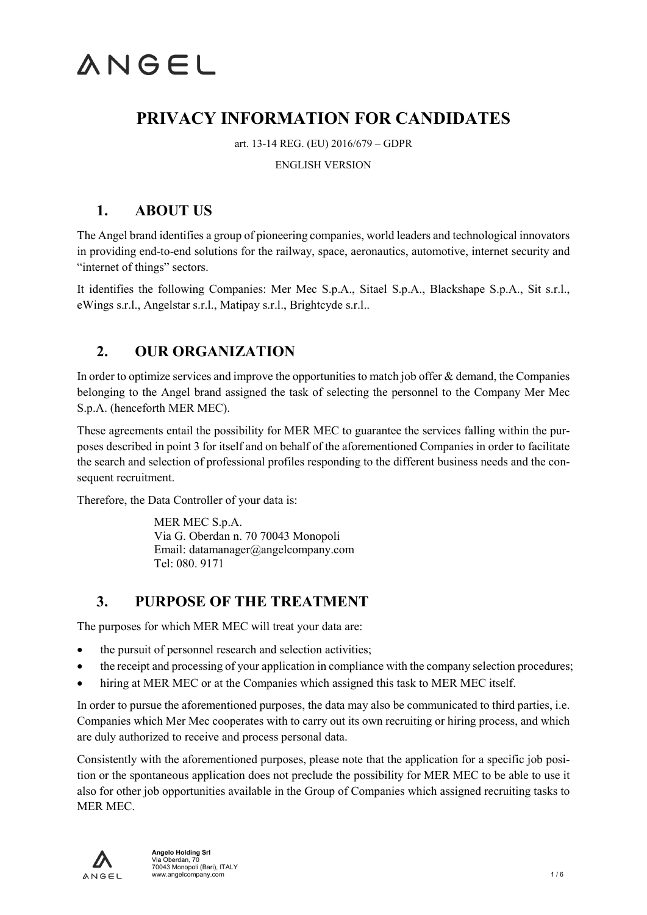# ANGEL

# PRIVACY INFORMATION FOR CANDIDATES

art. 13-14 REG. (EU) 2016/679 – GDPR

ENGLISH VERSION

## 1. ABOUT US

The Angel brand identifies a group of pioneering companies, world leaders and technological innovators in providing end-to-end solutions for the railway, space, aeronautics, automotive, internet security and "internet of things" sectors.

It identifies the following Companies: Mer Mec S.p.A., Sitael S.p.A., Blackshape S.p.A., Sit s.r.l., eWings s.r.l., Angelstar s.r.l., Matipay s.r.l., Brightcyde s.r.l..

## 2. OUR ORGANIZATION

In order to optimize services and improve the opportunities to match job offer & demand, the Companies belonging to the Angel brand assigned the task of selecting the personnel to the Company Mer Mec S.p.A. (henceforth MER MEC).

These agreements entail the possibility for MER MEC to guarantee the services falling within the purposes described in point 3 for itself and on behalf of the aforementioned Companies in order to facilitate the search and selection of professional profiles responding to the different business needs and the consequent recruitment.

Therefore, the Data Controller of your data is:

MER MEC S.p.A.
Via G. Oberdan n. 70 70043 Monopoli
Email: datamanager@angelcompany.com
Tel: 080. 9171

## 3. PURPOSE OF THE TREATMENT

The purposes for which MER MEC will treat your data are:

- the pursuit of personnel research and selection activities;
- the receipt and processing of your application in compliance with the company selection procedures;
- hiring at MER MEC or at the Companies which assigned this task to MER MEC itself.

In order to pursue the aforementioned purposes, the data may also be communicated to third parties, i.e. Companies which Mer Mec cooperates with to carry out its own recruiting or hiring process, and which are duly authorized to receive and process personal data.

Consistently with the aforementioned purposes, please note that the application for a specific job position or the spontaneous application does not preclude the possibility for MER MEC to be able to use it also for other job opportunities available in the Group of Companies which assigned recruiting tasks to MER MEC.

**Angelo Holding Srl**
Via Oberdan, 70
70043 Monopoli (Bari), ITALY
www.angelcompany.com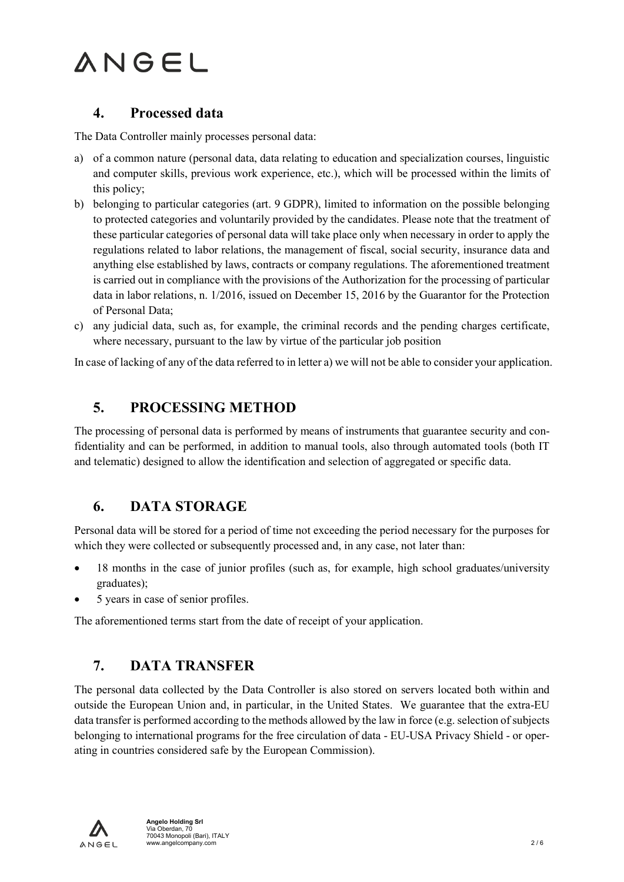## 4. Processed data

The Data Controller mainly processes personal data:

a) of a common nature (personal data, data relating to education and specialization courses, linguistic and computer skills, previous work experience, etc.), which will be processed within the limits of this policy;
b) belonging to particular categories (art. 9 GDPR), limited to information on the possible belonging to protected categories and voluntarily provided by the candidates. Please note that the treatment of these particular categories of personal data will take place only when necessary in order to apply the regulations related to labor relations, the management of fiscal, social security, insurance data and anything else established by laws, contracts or company regulations. The aforementioned treatment is carried out in compliance with the provisions of the Authorization for the processing of particular data in labor relations, n. 1/2016, issued on December 15, 2016 by the Guarantor for the Protection of Personal Data;
c) any judicial data, such as, for example, the criminal records and the pending charges certificate, where necessary, pursuant to the law by virtue of the particular job position

In case of lacking of any of the data referred to in letter a) we will not be able to consider your application.

## 5. PROCESSING METHOD

The processing of personal data is performed by means of instruments that guarantee security and confidentiality and can be performed, in addition to manual tools, also through automated tools (both IT and telematic) designed to allow the identification and selection of aggregated or specific data.

## 6. DATA STORAGE

Personal data will be stored for a period of time not exceeding the period necessary for the purposes for which they were collected or subsequently processed and, in any case, not later than:

- 18 months in the case of junior profiles (such as, for example, high school graduates/university graduates);
- 5 years in case of senior profiles.

The aforementioned terms start from the date of receipt of your application.

## 7. DATA TRANSFER

The personal data collected by the Data Controller is also stored on servers located both within and outside the European Union and, in particular, in the United States. We guarantee that the extra-EU data transfer is performed according to the methods allowed by the law in force (e.g. selection of subjects belonging to international programs for the free circulation of data - EU-USA Privacy Shield - or operating in countries considered safe by the European Commission).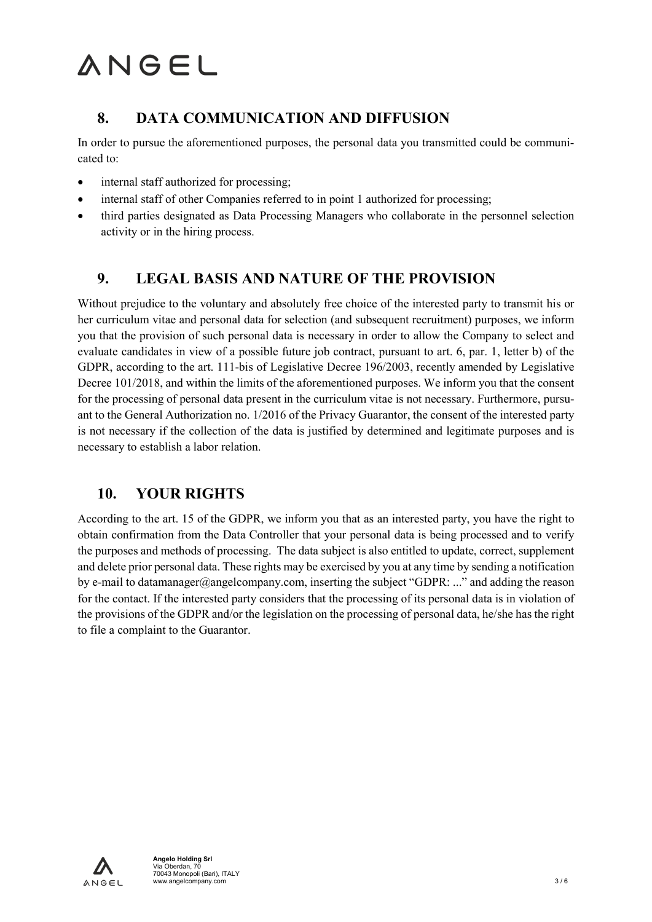## 8. DATA COMMUNICATION AND DIFFUSION

In order to pursue the aforementioned purposes, the personal data you transmitted could be communicated to:

- internal staff authorized for processing;
- internal staff of other Companies referred to in point 1 authorized for processing;
- third parties designated as Data Processing Managers who collaborate in the personnel selection activity or in the hiring process.

## 9. LEGAL BASIS AND NATURE OF THE PROVISION

Without prejudice to the voluntary and absolutely free choice of the interested party to transmit his or her curriculum vitae and personal data for selection (and subsequent recruitment) purposes, we inform you that the provision of such personal data is necessary in order to allow the Company to select and evaluate candidates in view of a possible future job contract, pursuant to art. 6, par. 1, letter b) of the GDPR, according to the art. 111-bis of Legislative Decree 196/2003, recently amended by Legislative Decree 101/2018, and within the limits of the aforementioned purposes. We inform you that the consent for the processing of personal data present in the curriculum vitae is not necessary. Furthermore, pursuant to the General Authorization no. 1/2016 of the Privacy Guarantor, the consent of the interested party is not necessary if the collection of the data is justified by determined and legitimate purposes and is necessary to establish a labor relation.

## 10. YOUR RIGHTS

According to the art. 15 of the GDPR, we inform you that as an interested party, you have the right to obtain confirmation from the Data Controller that your personal data is being processed and to verify the purposes and methods of processing. The data subject is also entitled to update, correct, supplement and delete prior personal data. These rights may be exercised by you at any time by sending a notification by e-mail to datamanager@angelcompany.com, inserting the subject "GDPR: ..." and adding the reason for the contact. If the interested party considers that the processing of its personal data is in violation of the provisions of the GDPR and/or the legislation on the processing of personal data, he/she has the right to file a complaint to the Guarantor.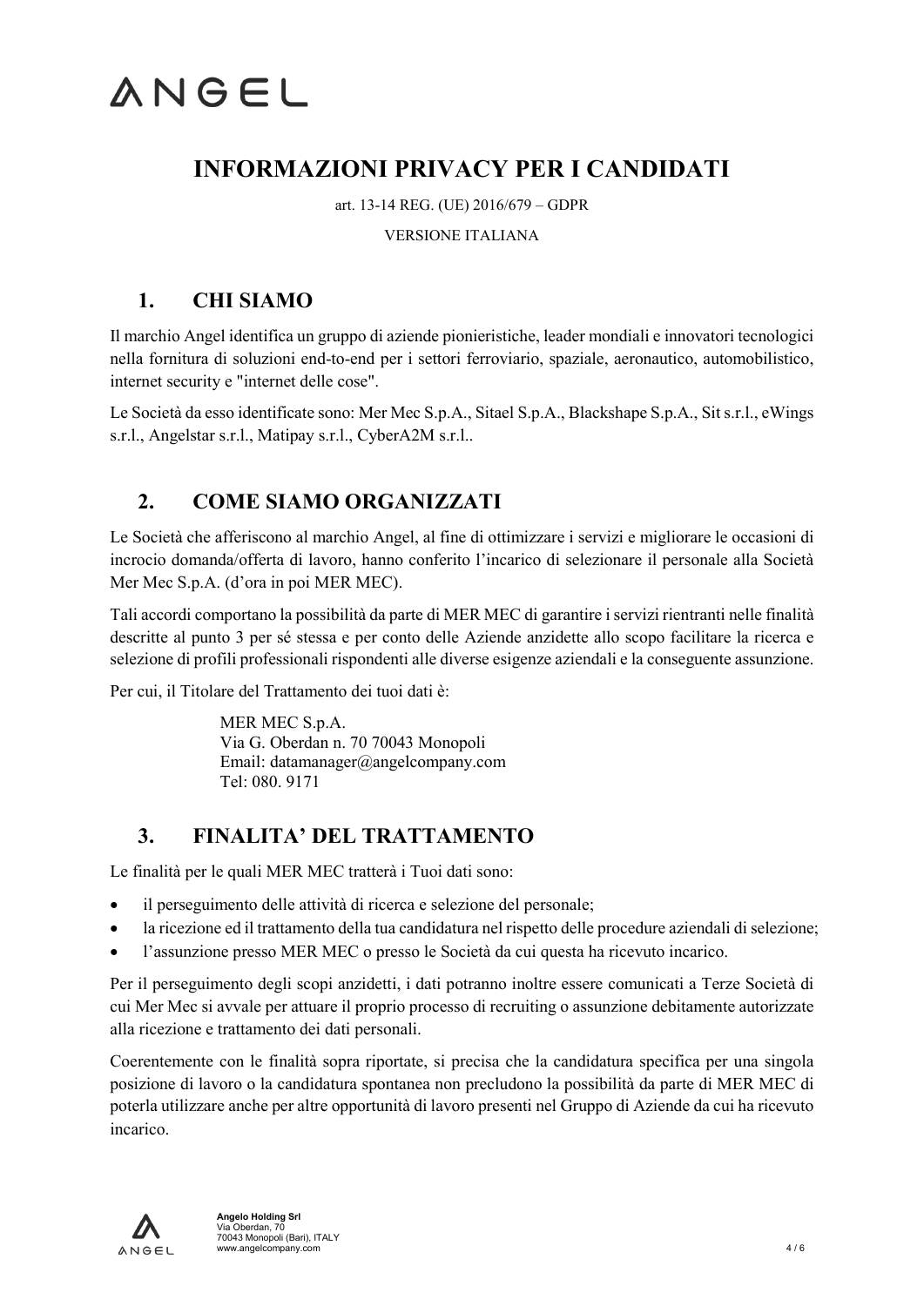# INFORMAZIONI PRIVACY PER I CANDIDATI

art. 13-14 REG. (UE) 2016/679 – GDPR

VERSIONE ITALIANA

## 1. CHI SIAMO

Il marchio Angel identifica un gruppo di aziende pionieristiche, leader mondiali e innovatori tecnologici nella fornitura di soluzioni end-to-end per i settori ferroviario, spaziale, aeronautico, automobilistico, internet security e "internet delle cose".

Le Società da esso identificate sono: Mer Mec S.p.A., Sitael S.p.A., Blackshape S.p.A., Sit s.r.l., eWings s.r.l., Angelstar s.r.l., Matipay s.r.l., CyberA2M s.r.l..

## 2. COME SIAMO ORGANIZZATI

Le Società che afferiscono al marchio Angel, al fine di ottimizzare i servizi e migliorare le occasioni di incrocio domanda/offerta di lavoro, hanno conferito l'incarico di selezionare il personale alla Società Mer Mec S.p.A. (d'ora in poi MER MEC).

Tali accordi comportano la possibilità da parte di MER MEC di garantire i servizi rientranti nelle finalità descritte al punto 3 per sé stessa e per conto delle Aziende anzidette allo scopo facilitare la ricerca e selezione di profili professionali rispondenti alle diverse esigenze aziendali e la conseguente assunzione.

Per cui, il Titolare del Trattamento dei tuoi dati è:

MER MEC S.p.A.
Via G. Oberdan n. 70 70043 Monopoli
Email: datamanager@angelcompany.com
Tel: 080. 9171

## 3. FINALITA' DEL TRATTAMENTO

Le finalità per le quali MER MEC tratterà i Tuoi dati sono:

- il perseguimento delle attività di ricerca e selezione del personale;
- la ricezione ed il trattamento della tua candidatura nel rispetto delle procedure aziendali di selezione;
- l'assunzione presso MER MEC o presso le Società da cui questa ha ricevuto incarico.

Per il perseguimento degli scopi anzidetti, i dati potranno inoltre essere comunicati a Terze Società di cui Mer Mec si avvale per attuare il proprio processo di recruiting o assunzione debitamente autorizzate alla ricezione e trattamento dei dati personali.

Coerentemente con le finalità sopra riportate, si precisa che la candidatura specifica per una singola posizione di lavoro o la candidatura spontanea non precludono la possibilità da parte di MER MEC di poterla utilizzare anche per altre opportunità di lavoro presenti nel Gruppo di Aziende da cui ha ricevuto incarico.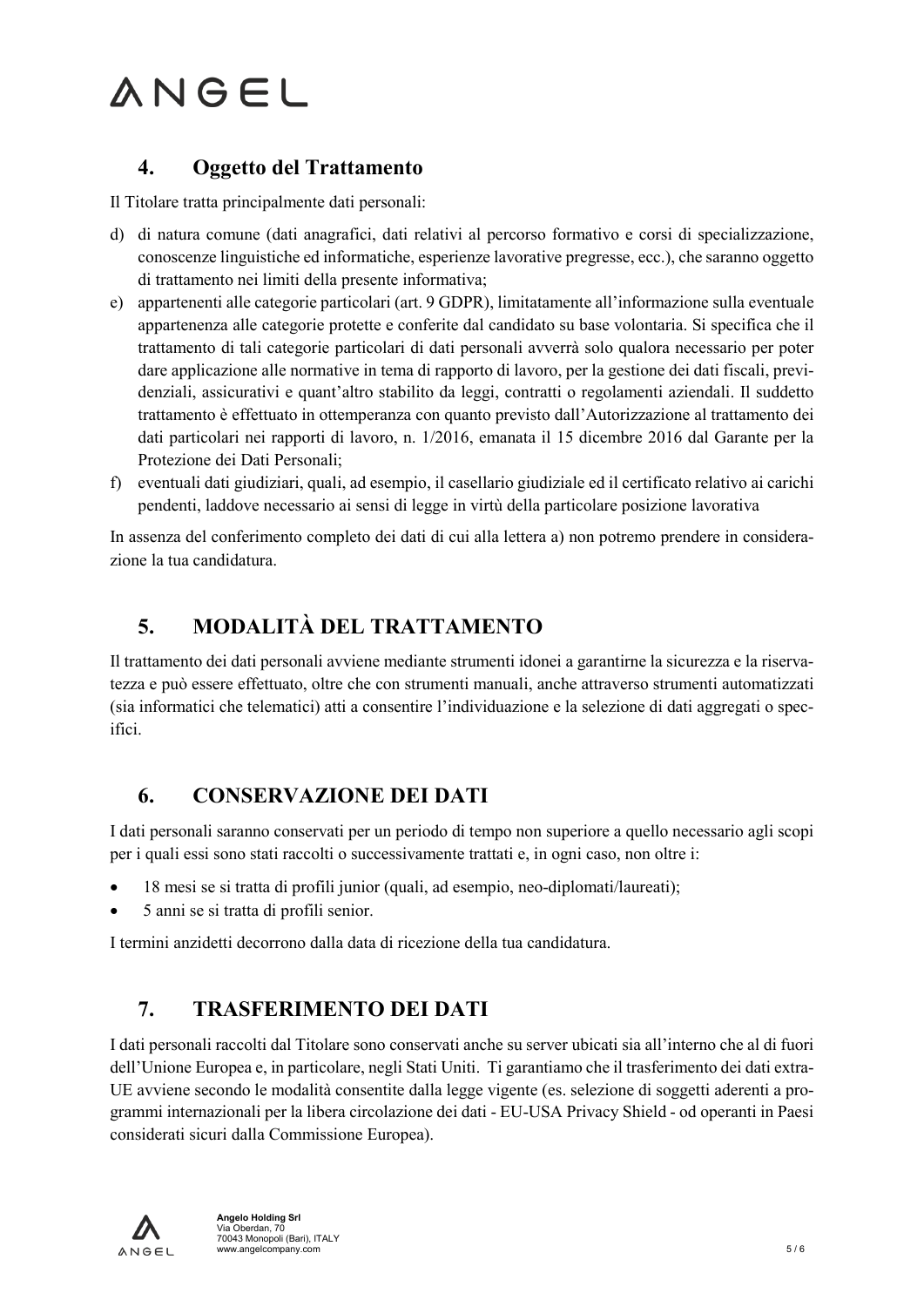## 4. Oggetto del Trattamento

Il Titolare tratta principalmente dati personali:

d) di natura comune (dati anagrafici, dati relativi al percorso formativo e corsi di specializzazione, conoscenze linguistiche ed informatiche, esperienze lavorative pregresse, ecc.), che saranno oggetto di trattamento nei limiti della presente informativa;

e) appartenenti alle categorie particolari (art. 9 GDPR), limitatamente all'informazione sulla eventuale appartenenza alle categorie protette e conferite dal candidato su base volontaria. Si specifica che il trattamento di tali categorie particolari di dati personali avverrà solo qualora necessario per poter dare applicazione alle normative in tema di rapporto di lavoro, per la gestione dei dati fiscali, previdenziali, assicurativi e quant'altro stabilito da leggi, contratti o regolamenti aziendali. Il suddetto trattamento è effettuato in ottemperanza con quanto previsto dall'Autorizzazione al trattamento dei dati particolari nei rapporti di lavoro, n. 1/2016, emanata il 15 dicembre 2016 dal Garante per la Protezione dei Dati Personali;

f) eventuali dati giudiziari, quali, ad esempio, il casellario giudiziale ed il certificato relativo ai carichi pendenti, laddove necessario ai sensi di legge in virtù della particolare posizione lavorativa

In assenza del conferimento completo dei dati di cui alla lettera a) non potremo prendere in considerazione la tua candidatura.

## 5. MODALITÀ DEL TRATTAMENTO

Il trattamento dei dati personali avviene mediante strumenti idonei a garantirne la sicurezza e la riservatezza e può essere effettuato, oltre che con strumenti manuali, anche attraverso strumenti automatizzati (sia informatici che telematici) atti a consentire l'individuazione e la selezione di dati aggregati o specifici.

## 6. CONSERVAZIONE DEI DATI

I dati personali saranno conservati per un periodo di tempo non superiore a quello necessario agli scopi per i quali essi sono stati raccolti o successivamente trattati e, in ogni caso, non oltre i:

- 18 mesi se si tratta di profili junior (quali, ad esempio, neo-diplomati/laureati);
- 5 anni se si tratta di profili senior.

I termini anzidetti decorrono dalla data di ricezione della tua candidatura.

## 7. TRASFERIMENTO DEI DATI

I dati personali raccolti dal Titolare sono conservati anche su server ubicati sia all'interno che al di fuori dell'Unione Europea e, in particolare, negli Stati Uniti. Ti garantiamo che il trasferimento dei dati extra-UE avviene secondo le modalità consentite dalla legge vigente (es. selezione di soggetti aderenti a programmi internazionali per la libera circolazione dei dati - EU-USA Privacy Shield - od operanti in Paesi considerati sicuri dalla Commissione Europea).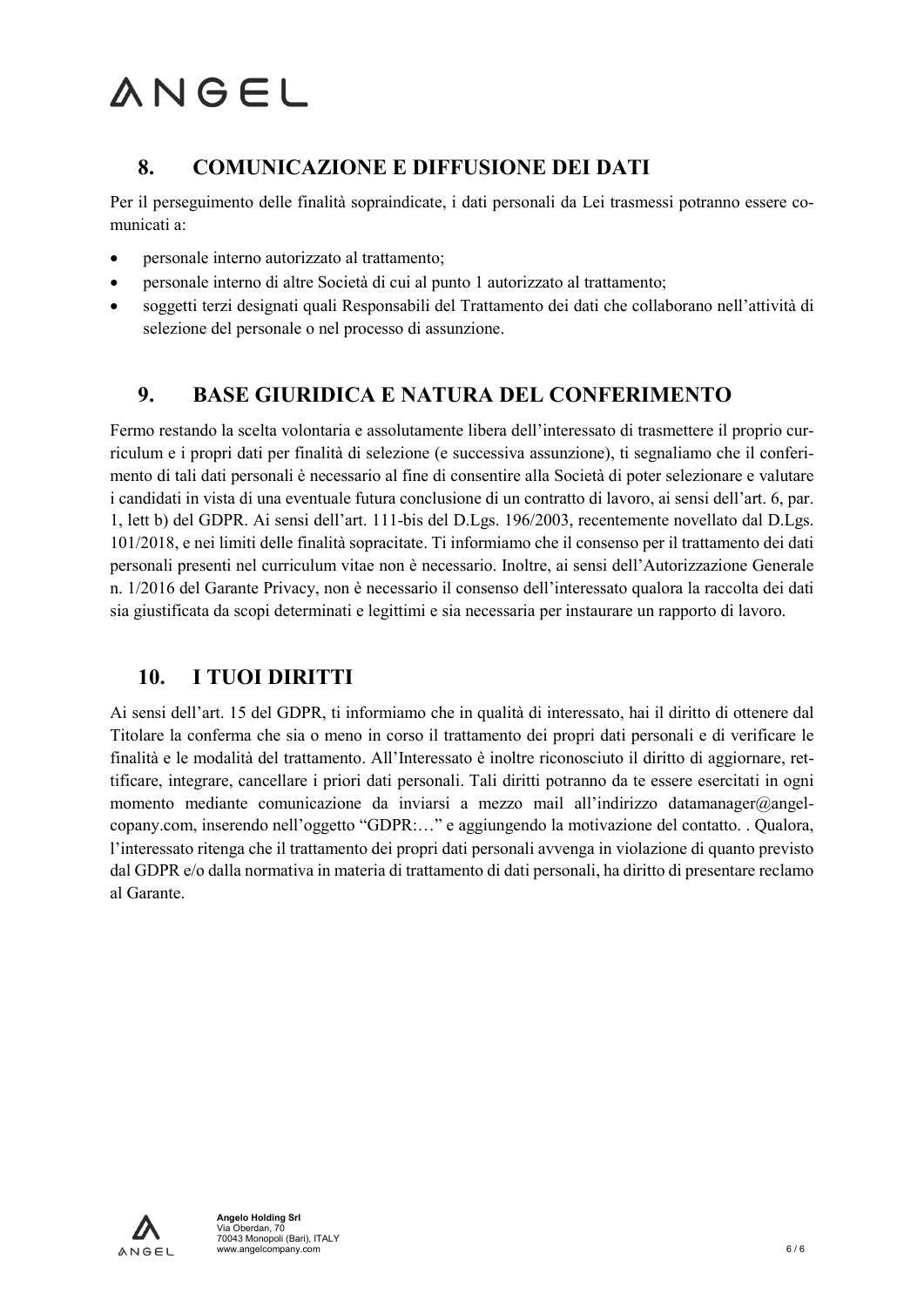## 8. COMUNICAZIONE E DIFFUSIONE DEI DATI

Per il perseguimento delle finalità sopraindicate, i dati personali da Lei trasmessi potranno essere comunicati a:

- personale interno autorizzato al trattamento;
- personale interno di altre Società di cui al punto 1 autorizzato al trattamento;
- soggetti terzi designati quali Responsabili del Trattamento dei dati che collaborano nell'attività di selezione del personale o nel processo di assunzione.

## 9. BASE GIURIDICA E NATURA DEL CONFERIMENTO

Fermo restando la scelta volontaria e assolutamente libera dell'interessato di trasmettere il proprio curriculum e i propri dati per finalità di selezione (e successiva assunzione), ti segnaliamo che il conferimento di tali dati personali è necessario al fine di consentire alla Società di poter selezionare e valutare i candidati in vista di una eventuale futura conclusione di un contratto di lavoro, ai sensi dell'art. 6, par. 1, lett b) del GDPR. Ai sensi dell'art. 111-bis del D.Lgs. 196/2003, recentemente novellato dal D.Lgs. 101/2018, e nei limiti delle finalità sopracitate. Ti informiamo che il consenso per il trattamento dei dati personali presenti nel curriculum vitae non è necessario. Inoltre, ai sensi dell'Autorizzazione Generale n. 1/2016 del Garante Privacy, non è necessario il consenso dell'interessato qualora la raccolta dei dati sia giustificata da scopi determinati e legittimi e sia necessaria per instaurare un rapporto di lavoro.

## 10. I TUOI DIRITTI

Ai sensi dell'art. 15 del GDPR, ti informiamo che in qualità di interessato, hai il diritto di ottenere dal Titolare la conferma che sia o meno in corso il trattamento dei propri dati personali e di verificare le finalità e le modalità del trattamento. All'Interessato è inoltre riconosciuto il diritto di aggiornare, rettificare, integrare, cancellare i priori dati personali. Tali diritti potranno da te essere esercitati in ogni momento mediante comunicazione da inviarsi a mezzo mail all'indirizzo datamanager@angel-copany.com, inserendo nell'oggetto "GDPR:…" e aggiungendo la motivazione del contatto. . Qualora, l'interessato ritenga che il trattamento dei propri dati personali avvenga in violazione di quanto previsto dal GDPR e/o dalla normativa in materia di trattamento di dati personali, ha diritto di presentare reclamo al Garante.